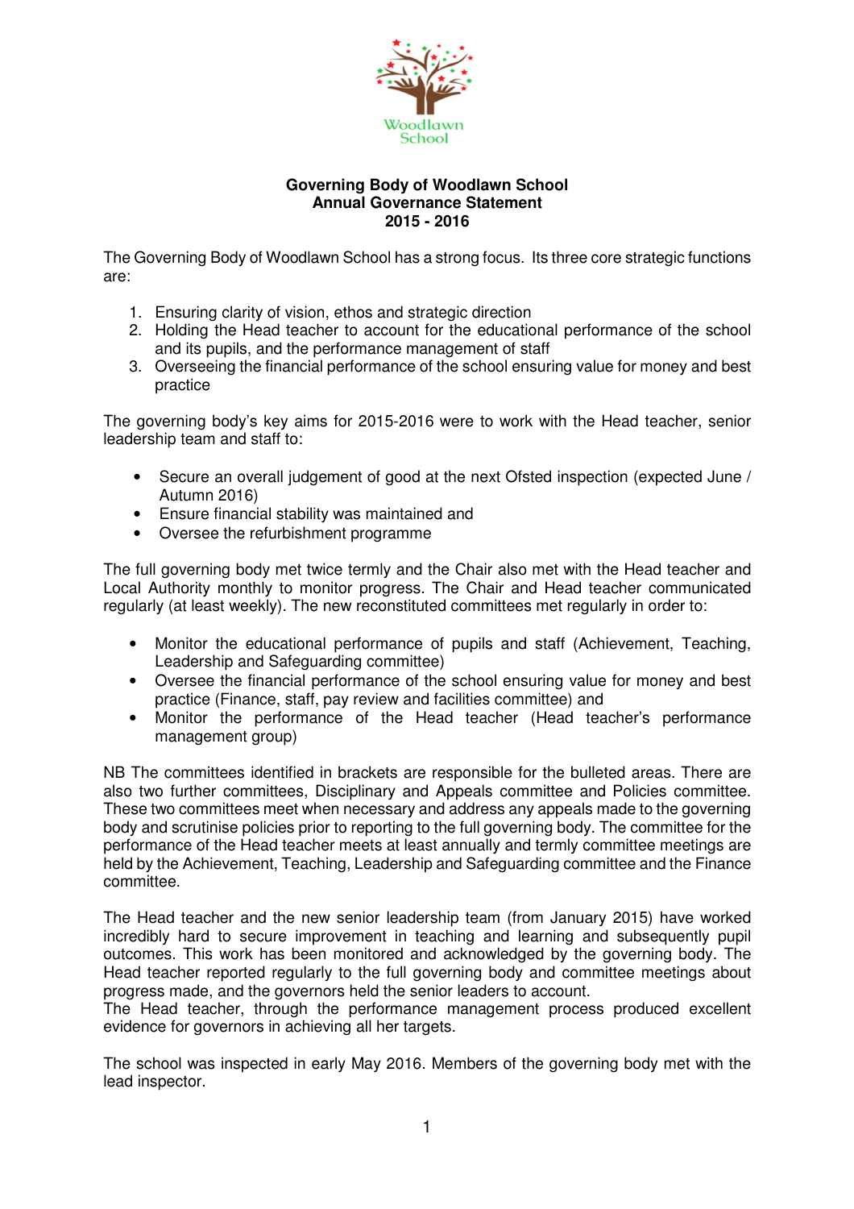Woodlawn School

**Governing Body of Woodlawn School**
**Annual Governance Statement**
**2015 - 2016**

The Governing Body of Woodlawn School has a strong focus. Its three core strategic functions are:

1. Ensuring clarity of vision, ethos and strategic direction
2. Holding the Head teacher to account for the educational performance of the school and its pupils, and the performance management of staff
3. Overseeing the financial performance of the school ensuring value for money and best practice

The governing body's key aims for 2015-2016 were to work with the Head teacher, senior leadership team and staff to:

- Secure an overall judgement of good at the next Ofsted inspection (expected June / Autumn 2016)
- Ensure financial stability was maintained and
- Oversee the refurbishment programme

The full governing body met twice termly and the Chair also met with the Head teacher and Local Authority monthly to monitor progress. The Chair and Head teacher communicated regularly (at least weekly). The new reconstituted committees met regularly in order to:

- Monitor the educational performance of pupils and staff (Achievement, Teaching, Leadership and Safeguarding committee)
- Oversee the financial performance of the school ensuring value for money and best practice (Finance, staff, pay review and facilities committee) and
- Monitor the performance of the Head teacher (Head teacher's performance management group)

NB The committees identified in brackets are responsible for the bulleted areas. There are also two further committees, Disciplinary and Appeals committee and Policies committee. These two committees meet when necessary and address any appeals made to the governing body and scrutinise policies prior to reporting to the full governing body. The committee for the performance of the Head teacher meets at least annually and termly committee meetings are held by the Achievement, Teaching, Leadership and Safeguarding committee and the Finance committee.

The Head teacher and the new senior leadership team (from January 2015) have worked incredibly hard to secure improvement in teaching and learning and subsequently pupil outcomes. This work has been monitored and acknowledged by the governing body. The Head teacher reported regularly to the full governing body and committee meetings about progress made, and the governors held the senior leaders to account.
The Head teacher, through the performance management process produced excellent evidence for governors in achieving all her targets.

The school was inspected in early May 2016. Members of the governing body met with the lead inspector.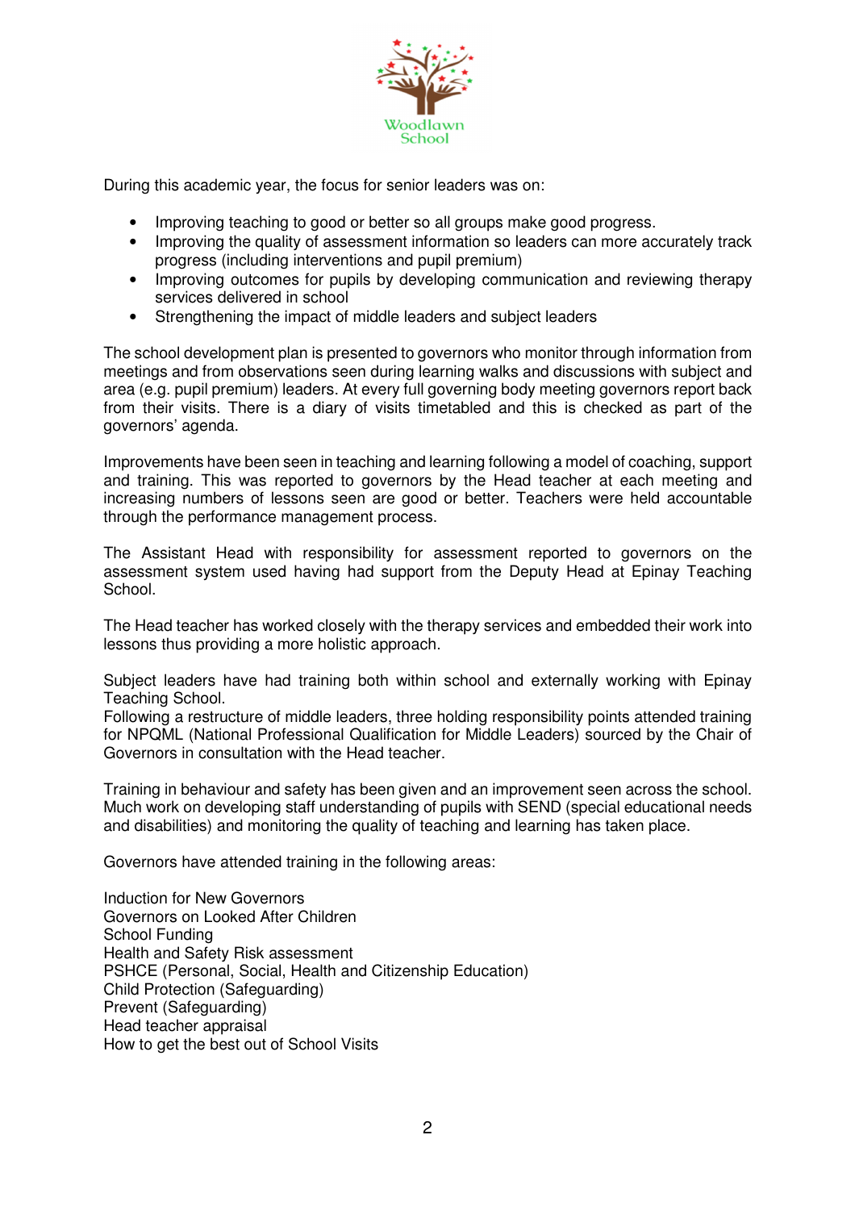During this academic year, the focus for senior leaders was on:

- Improving teaching to good or better so all groups make good progress.
- Improving the quality of assessment information so leaders can more accurately track progress (including interventions and pupil premium)
- Improving outcomes for pupils by developing communication and reviewing therapy services delivered in school
- Strengthening the impact of middle leaders and subject leaders

The school development plan is presented to governors who monitor through information from meetings and from observations seen during learning walks and discussions with subject and area (e.g. pupil premium) leaders. At every full governing body meeting governors report back from their visits. There is a diary of visits timetabled and this is checked as part of the governors' agenda.

Improvements have been seen in teaching and learning following a model of coaching, support and training. This was reported to governors by the Head teacher at each meeting and increasing numbers of lessons seen are good or better. Teachers were held accountable through the performance management process.

The Assistant Head with responsibility for assessment reported to governors on the assessment system used having had support from the Deputy Head at Epinay Teaching School.

The Head teacher has worked closely with the therapy services and embedded their work into lessons thus providing a more holistic approach.

Subject leaders have had training both within school and externally working with Epinay Teaching School.
Following a restructure of middle leaders, three holding responsibility points attended training for NPQML (National Professional Qualification for Middle Leaders) sourced by the Chair of Governors in consultation with the Head teacher.

Training in behaviour and safety has been given and an improvement seen across the school. Much work on developing staff understanding of pupils with SEND (special educational needs and disabilities) and monitoring the quality of teaching and learning has taken place.

Governors have attended training in the following areas:

Induction for New Governors
Governors on Looked After Children
School Funding
Health and Safety Risk assessment
PSHCE (Personal, Social, Health and Citizenship Education)
Child Protection (Safeguarding)
Prevent (Safeguarding)
Head teacher appraisal
How to get the best out of School Visits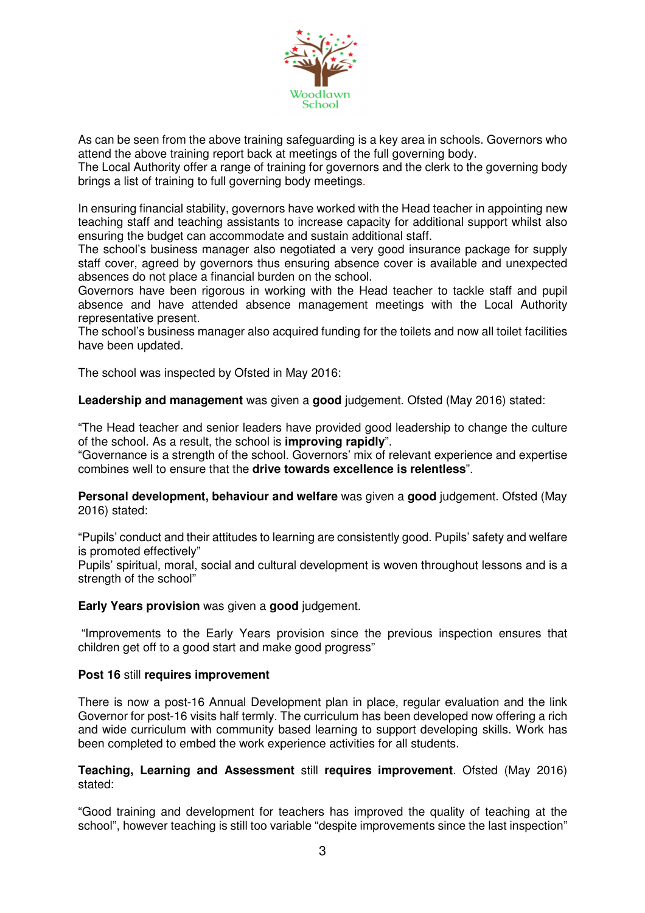As can be seen from the above training safeguarding is a key area in schools. Governors who attend the above training report back at meetings of the full governing body.
The Local Authority offer a range of training for governors and the clerk to the governing body brings a list of training to full governing body meetings.

In ensuring financial stability, governors have worked with the Head teacher in appointing new teaching staff and teaching assistants to increase capacity for additional support whilst also ensuring the budget can accommodate and sustain additional staff.
The school's business manager also negotiated a very good insurance package for supply staff cover, agreed by governors thus ensuring absence cover is available and unexpected absences do not place a financial burden on the school.
Governors have been rigorous in working with the Head teacher to tackle staff and pupil absence and have attended absence management meetings with the Local Authority representative present.
The school's business manager also acquired funding for the toilets and now all toilet facilities have been updated.

The school was inspected by Ofsted in May 2016:

**Leadership and management** was given a **good** judgement. Ofsted (May 2016) stated:

"The Head teacher and senior leaders have provided good leadership to change the culture of the school. As a result, the school is **improving rapidly**".
"Governance is a strength of the school. Governors' mix of relevant experience and expertise combines well to ensure that the **drive towards excellence is relentless**".

**Personal development, behaviour and welfare** was given a **good** judgement. Ofsted (May 2016) stated:

"Pupils' conduct and their attitudes to learning are consistently good. Pupils' safety and welfare is promoted effectively"
Pupils' spiritual, moral, social and cultural development is woven throughout lessons and is a strength of the school"

**Early Years provision** was given a **good** judgement.

"Improvements to the Early Years provision since the previous inspection ensures that children get off to a good start and make good progress"

**Post 16** still **requires improvement**

There is now a post-16 Annual Development plan in place, regular evaluation and the link Governor for post-16 visits half termly. The curriculum has been developed now offering a rich and wide curriculum with community based learning to support developing skills. Work has been completed to embed the work experience activities for all students.

**Teaching, Learning and Assessment** still **requires improvement**. Ofsted (May 2016) stated:

"Good training and development for teachers has improved the quality of teaching at the school", however teaching is still too variable "despite improvements since the last inspection"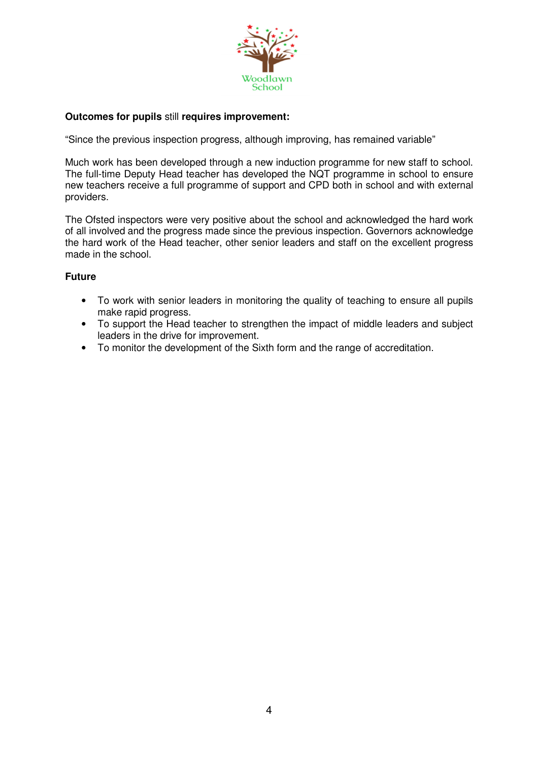**Outcomes for pupils** still **requires improvement:**

"Since the previous inspection progress, although improving, has remained variable"

Much work has been developed through a new induction programme for new staff to school. The full-time Deputy Head teacher has developed the NQT programme in school to ensure new teachers receive a full programme of support and CPD both in school and with external providers.

The Ofsted inspectors were very positive about the school and acknowledged the hard work of all involved and the progress made since the previous inspection. Governors acknowledge the hard work of the Head teacher, other senior leaders and staff on the excellent progress made in the school.

**Future**

- To work with senior leaders in monitoring the quality of teaching to ensure all pupils make rapid progress.
- To support the Head teacher to strengthen the impact of middle leaders and subject leaders in the drive for improvement.
- To monitor the development of the Sixth form and the range of accreditation.